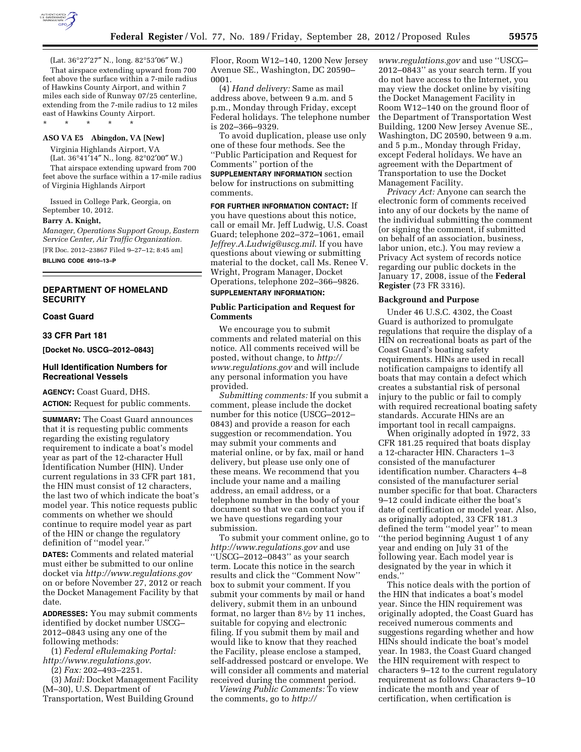(Lat. 36°27′27″ N., long. 82°53′06″ W.)

That airspace extending upward from 700 feet above the surface within a 7-mile radius of Hawkins County Airport, and within 7 miles each side of Runway 07/25 centerline, extending from the 7-mile radius to 12 miles east of Hawkins County Airport.

\* \* \* \* \*

**ASO VA E5 Abingdon, VA [New]**

Virginia Highlands Airport, VA

(Lat. 36°41′14″ N., long. 82°02′00″ W.)

That airspace extending upward from 700 feet above the surface within a 17-mile radius of Virginia Highlands Airport

Issued in College Park, Georgia, on September 10, 2012.

**Barry A. Knight,**

*Manager, Operations Support Group, Eastern Service Center, Air Traffic Organization.*

[FR Doc. 2012–23867 Filed 9–27–12; 8:45 am]

**BILLING CODE 4910–13–P**

---

## DEPARTMENT OF HOMELAND SECURITY

### Coast Guard

### 33 CFR Part 181

**[Docket No. USCG–2012–0843]**

### Hull Identification Numbers for Recreational Vessels

**AGENCY:** Coast Guard, DHS.

**ACTION:** Request for public comments.

**SUMMARY:** The Coast Guard announces that it is requesting public comments regarding the existing regulatory requirement to indicate a boat's model year as part of the 12-character Hull Identification Number (HIN). Under current regulations in 33 CFR part 181, the HIN must consist of 12 characters, the last two of which indicate the boat's model year. This notice requests public comments on whether we should continue to require model year as part of the HIN or change the regulatory definition of "model year."

**DATES:** Comments and related material must either be submitted to our online docket via *http://www.regulations.gov* on or before November 27, 2012 or reach the Docket Management Facility by that date.

**ADDRESSES:** You may submit comments identified by docket number USCG–2012–0843 using any one of the following methods:

(1) *Federal eRulemaking Portal: http://www.regulations.gov*.

(2) *Fax:* 202–493–2251.

(3) *Mail:* Docket Management Facility (M–30), U.S. Department of Transportation, West Building Ground Floor, Room W12–140, 1200 New Jersey Avenue SE., Washington, DC 20590–0001.

(4) *Hand delivery:* Same as mail address above, between 9 a.m. and 5 p.m., Monday through Friday, except Federal holidays. The telephone number is 202–366–9329.

To avoid duplication, please use only one of these four methods. See the "Public Participation and Request for Comments" portion of the **SUPPLEMENTARY INFORMATION** section below for instructions on submitting comments.

**FOR FURTHER INFORMATION CONTACT:** If you have questions about this notice, call or email Mr. Jeff Ludwig, U.S. Coast Guard; telephone 202–372–1061, email *Jeffrey.A.Ludwig@uscg.mil*. If you have questions about viewing or submitting material to the docket, call Ms. Renee V. Wright, Program Manager, Docket Operations, telephone 202–366–9826.

**SUPPLEMENTARY INFORMATION:**

#### Public Participation and Request for Comments

We encourage you to submit comments and related material on this notice. All comments received will be posted, without change, to *http://www.regulations.gov* and will include any personal information you have provided.

*Submitting comments:* If you submit a comment, please include the docket number for this notice (USCG–2012–0843) and provide a reason for each suggestion or recommendation. You may submit your comments and material online, or by fax, mail or hand delivery, but please use only one of these means. We recommend that you include your name and a mailing address, an email address, or a telephone number in the body of your document so that we can contact you if we have questions regarding your submission.

To submit your comment online, go to *http://www.regulations.gov* and use "USCG–2012–0843" as your search term. Locate this notice in the search results and click the "Comment Now" box to submit your comment. If you submit your comments by mail or hand delivery, submit them in an unbound format, no larger than 8½ by 11 inches, suitable for copying and electronic filing. If you submit them by mail and would like to know that they reached the Facility, please enclose a stamped, self-addressed postcard or envelope. We will consider all comments and material received during the comment period.

*Viewing Public Comments:* To view the comments, go to *http://www.regulations.gov* and use "USCG–2012–0843" as your search term. If you do not have access to the Internet, you may view the docket online by visiting the Docket Management Facility in Room W12–140 on the ground floor of the Department of Transportation West Building, 1200 New Jersey Avenue SE., Washington, DC 20590, between 9 a.m. and 5 p.m., Monday through Friday, except Federal holidays. We have an agreement with the Department of Transportation to use the Docket Management Facility.

*Privacy Act:* Anyone can search the electronic form of comments received into any of our dockets by the name of the individual submitting the comment (or signing the comment, if submitted on behalf of an association, business, labor union, etc.). You may review a Privacy Act system of records notice regarding our public dockets in the January 17, 2008, issue of the **Federal Register** (73 FR 3316).

#### Background and Purpose

Under 46 U.S.C. 4302, the Coast Guard is authorized to promulgate regulations that require the display of a HIN on recreational boats as part of the Coast Guard's boating safety requirements. HINs are used in recall notification campaigns to identify all boats that may contain a defect which creates a substantial risk of personal injury to the public or fail to comply with required recreational boating safety standards. Accurate HINs are an important tool in recall campaigns.

When originally adopted in 1972, 33 CFR 181.25 required that boats display a 12-character HIN. Characters 1–3 consisted of the manufacturer identification number. Characters 4–8 consisted of the manufacturer serial number specific for that boat. Characters 9–12 could indicate either the boat's date of certification or model year. Also, as originally adopted, 33 CFR 181.3 defined the term "model year" to mean "the period beginning August 1 of any year and ending on July 31 of the following year. Each model year is designated by the year in which it ends."

This notice deals with the portion of the HIN that indicates a boat's model year. Since the HIN requirement was originally adopted, the Coast Guard has received numerous comments and suggestions regarding whether and how HINs should indicate the boat's model year. In 1983, the Coast Guard changed the HIN requirement with respect to characters 9–12 to the current regulatory requirement as follows: Characters 9–10 indicate the month and year of certification, when certification is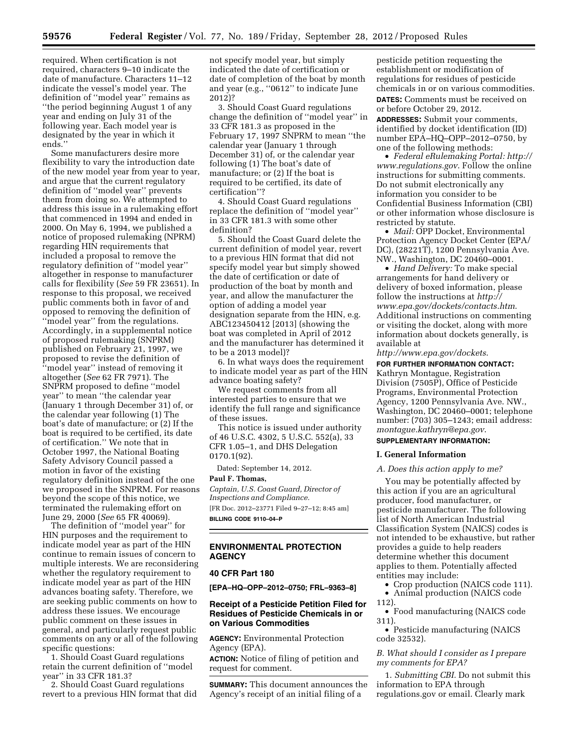required. When certification is not required, characters 9–10 indicate the date of manufacture. Characters 11–12 indicate the vessel's model year. The definition of ''model year'' remains as ''the period beginning August 1 of any year and ending on July 31 of the following year. Each model year is designated by the year in which it ends.''

Some manufacturers desire more flexibility to vary the introduction date of the new model year from year to year, and argue that the current regulatory definition of ''model year'' prevents them from doing so. We attempted to address this issue in a rulemaking effort that commenced in 1994 and ended in 2000. On May 6, 1994, we published a notice of proposed rulemaking (NPRM) regarding HIN requirements that included a proposal to remove the regulatory definition of ''model year'' altogether in response to manufacturer calls for flexibility (*See* 59 FR 23651). In response to this proposal, we received public comments both in favor of and opposed to removing the definition of ''model year'' from the regulations. Accordingly, in a supplemental notice of proposed rulemaking (SNPRM) published on February 21, 1997, we proposed to revise the definition of ''model year'' instead of removing it altogether (*See* 62 FR 7971). The SNPRM proposed to define ''model year'' to mean ''the calendar year (January 1 through December 31) of, or the calendar year following (1) The boat's date of manufacture; or (2) If the boat is required to be certified, its date of certification.'' We note that in October 1997, the National Boating Safety Advisory Council passed a motion in favor of the existing regulatory definition instead of the one we proposed in the SNPRM. For reasons beyond the scope of this notice, we terminated the rulemaking effort on June 29, 2000 (*See* 65 FR 40069).

The definition of ''model year'' for HIN purposes and the requirement to indicate model year as part of the HIN continue to remain issues of concern to multiple interests. We are reconsidering whether the regulatory requirement to indicate model year as part of the HIN advances boating safety. Therefore, we are seeking public comments on how to address these issues. We encourage public comment on these issues in general, and particularly request public comments on any or all of the following specific questions:

1. Should Coast Guard regulations retain the current definition of ''model year'' in 33 CFR 181.3?

2. Should Coast Guard regulations revert to a previous HIN format that did not specify model year, but simply indicated the date of certification or date of completion of the boat by month and year (e.g., ''0612'' to indicate June 2012)?

3. Should Coast Guard regulations change the definition of ''model year'' in 33 CFR 181.3 as proposed in the February 17, 1997 SNPRM to mean ''the calendar year (January 1 through December 31) of, or the calendar year following (1) The boat's date of manufacture; or (2) If the boat is required to be certified, its date of certification''?

4. Should Coast Guard regulations replace the definition of ''model year'' in 33 CFR 181.3 with some other definition?

5. Should the Coast Guard delete the current definition of model year, revert to a previous HIN format that did not specify model year but simply showed the date of certification or date of production of the boat by month and year, and allow the manufacturer the option of adding a model year designation separate from the HIN, e.g. ABC123450412 [2013] (showing the boat was completed in April of 2012 and the manufacturer has determined it to be a 2013 model)?

6. In what ways does the requirement to indicate model year as part of the HIN advance boating safety?

We request comments from all interested parties to ensure that we identify the full range and significance of these issues.

This notice is issued under authority of 46 U.S.C. 4302, 5 U.S.C. 552(a), 33 CFR 1.05–1, and DHS Delegation 0170.1(92).

Dated: September 14, 2012.

**Paul F. Thomas,**

*Captain, U.S. Coast Guard, Director of Inspections and Compliance.*

[FR Doc. 2012–23771 Filed 9–27–12; 8:45 am]

**BILLING CODE 9110–04–P**

---

## ENVIRONMENTAL PROTECTION AGENCY

### 40 CFR Part 180

**[EPA–HQ–OPP–2012–0750; FRL–9363–8]**

### Receipt of a Pesticide Petition Filed for Residues of Pesticide Chemicals in or on Various Commodities

**AGENCY:** Environmental Protection Agency (EPA).

**ACTION:** Notice of filing of petition and request for comment.

**SUMMARY:** This document announces the Agency's receipt of an initial filing of a pesticide petition requesting the establishment or modification of regulations for residues of pesticide chemicals in or on various commodities.

**DATES:** Comments must be received on or before October 29, 2012.

**ADDRESSES:** Submit your comments, identified by docket identification (ID) number EPA–HQ–OPP–2012–0750, by one of the following methods:

- *Federal eRulemaking Portal: http://www.regulations.gov*. Follow the online instructions for submitting comments. Do not submit electronically any information you consider to be Confidential Business Information (CBI) or other information whose disclosure is restricted by statute.
- *Mail:* OPP Docket, Environmental Protection Agency Docket Center (EPA/DC), (28221T), 1200 Pennsylvania Ave. NW., Washington, DC 20460–0001.
- *Hand Delivery:* To make special arrangements for hand delivery or delivery of boxed information, please follow the instructions at *http://www.epa.gov/dockets/contacts.htm*. Additional instructions on commenting or visiting the docket, along with more information about dockets generally, is available at *http://www.epa.gov/dockets*.

**FOR FURTHER INFORMATION CONTACT:** Kathryn Montague, Registration Division (7505P), Office of Pesticide Programs, Environmental Protection Agency, 1200 Pennsylvania Ave. NW., Washington, DC 20460–0001; telephone number: (703) 305–1243; email address: *montague.kathryn@epa.gov*.

**SUPPLEMENTARY INFORMATION:**

#### I. General Information

*A. Does this action apply to me?*

You may be potentially affected by this action if you are an agricultural producer, food manufacturer, or pesticide manufacturer. The following list of North American Industrial Classification System (NAICS) codes is not intended to be exhaustive, but rather provides a guide to help readers determine whether this document applies to them. Potentially affected entities may include:

- Crop production (NAICS code 111).
- Animal production (NAICS code 112).
- Food manufacturing (NAICS code 311).
- Pesticide manufacturing (NAICS code 32532).

*B. What should I consider as I prepare my comments for EPA?*

1. *Submitting CBI.* Do not submit this information to EPA through regulations.gov or email. Clearly mark